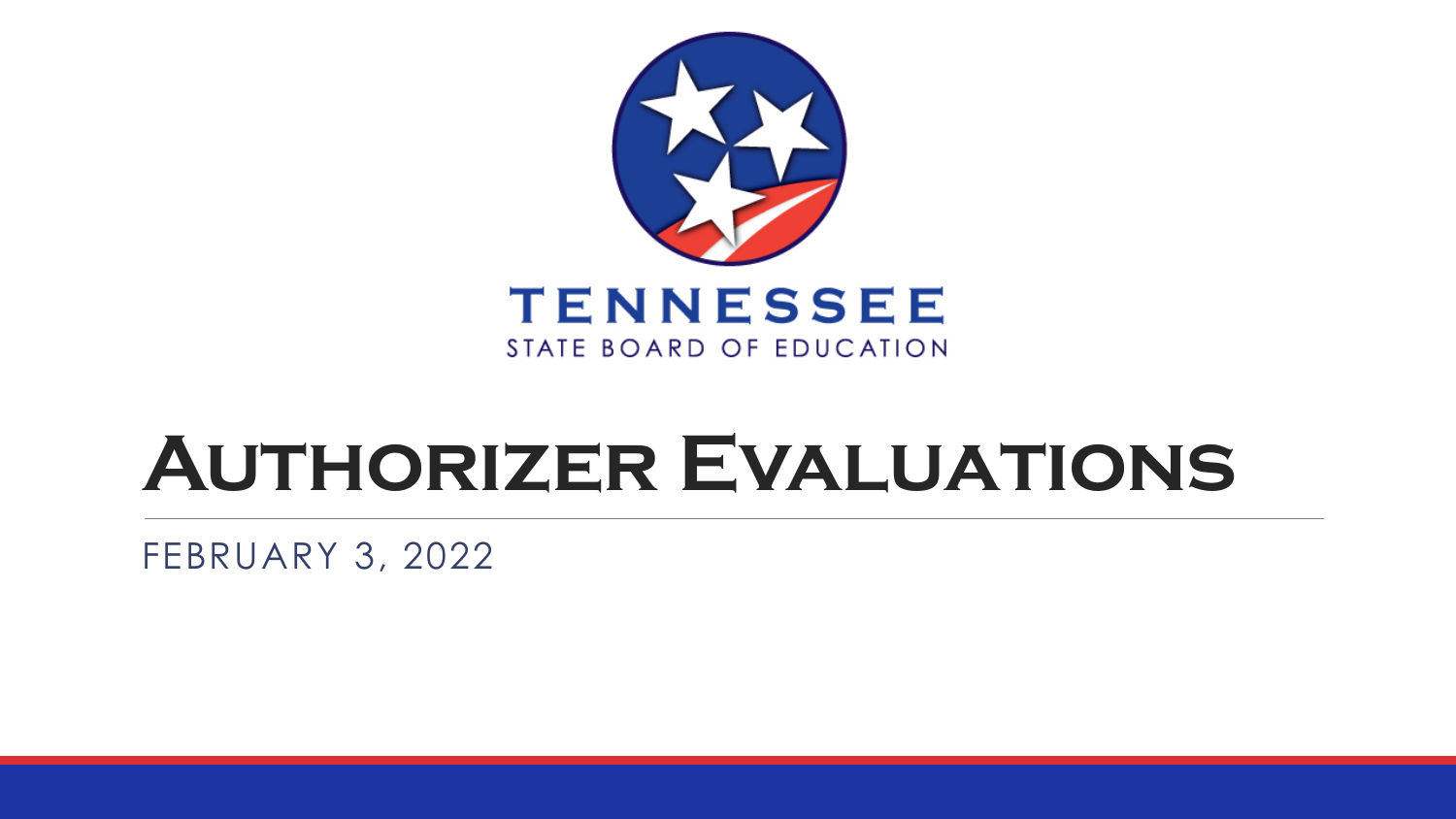TENNESSEE
STATE BOARD OF EDUCATION

# Authorizer Evaluations

FEBRUARY 3, 2022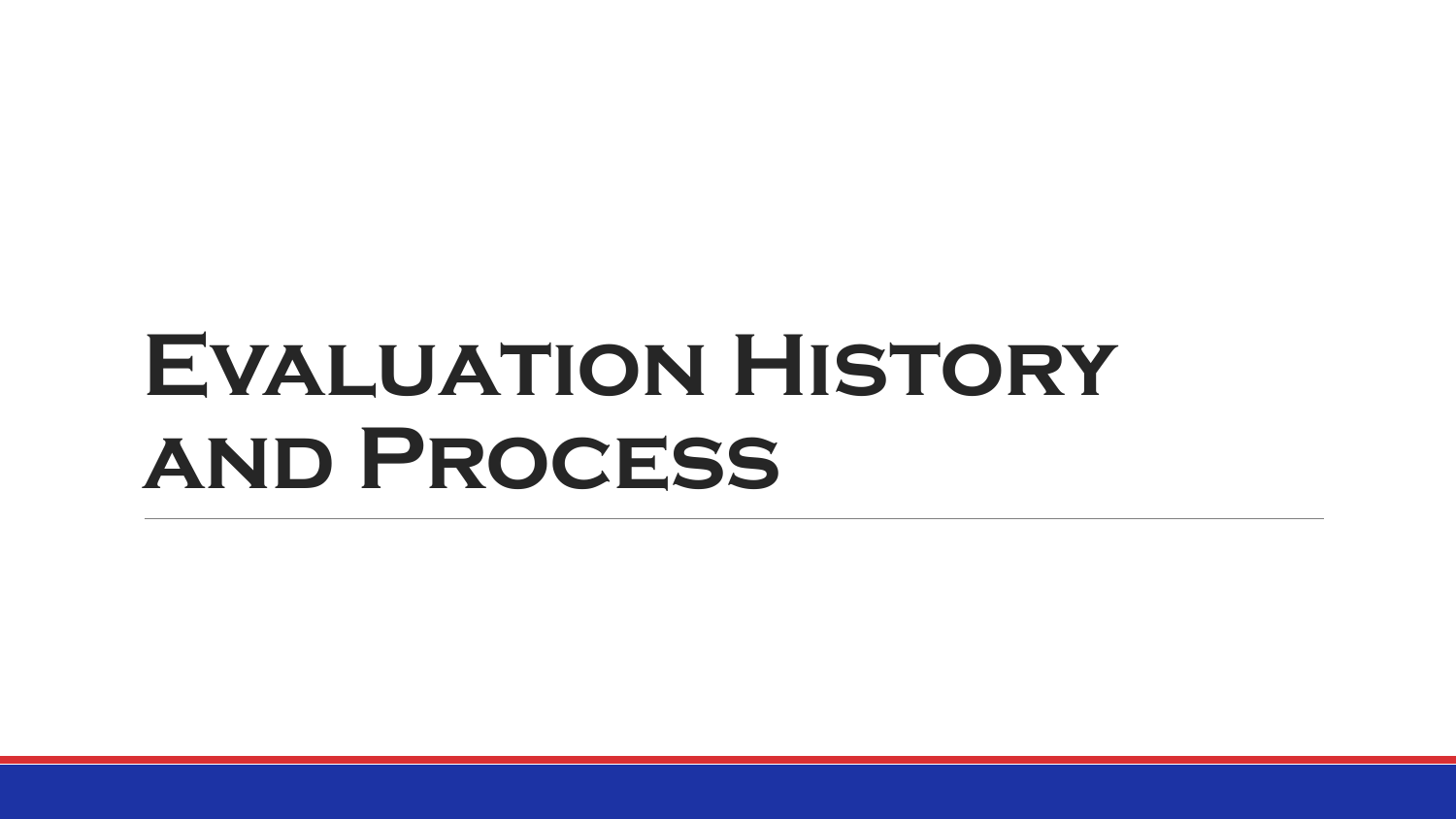# Evaluation History and Process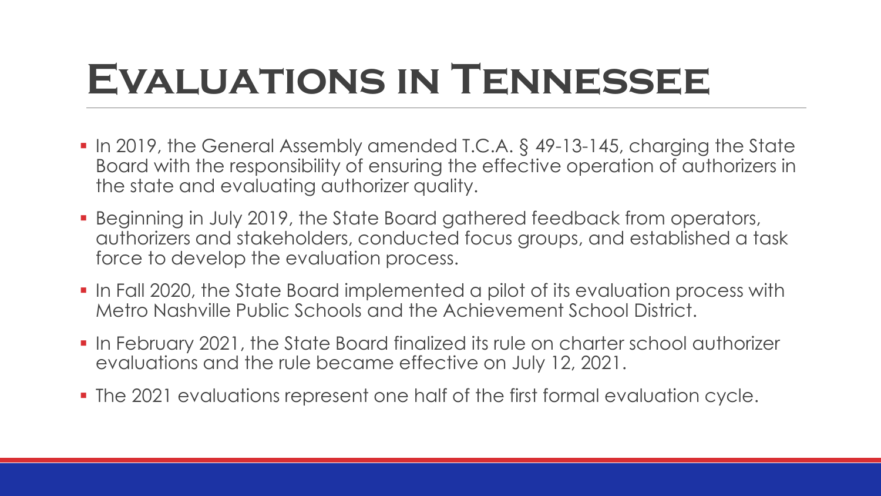# Evaluations in Tennessee

- In 2019, the General Assembly amended T.C.A. § 49-13-145, charging the State Board with the responsibility of ensuring the effective operation of authorizers in the state and evaluating authorizer quality.
- Beginning in July 2019, the State Board gathered feedback from operators, authorizers and stakeholders, conducted focus groups, and established a task force to develop the evaluation process.
- In Fall 2020, the State Board implemented a pilot of its evaluation process with Metro Nashville Public Schools and the Achievement School District.
- In February 2021, the State Board finalized its rule on charter school authorizer evaluations and the rule became effective on July 12, 2021.
- The 2021 evaluations represent one half of the first formal evaluation cycle.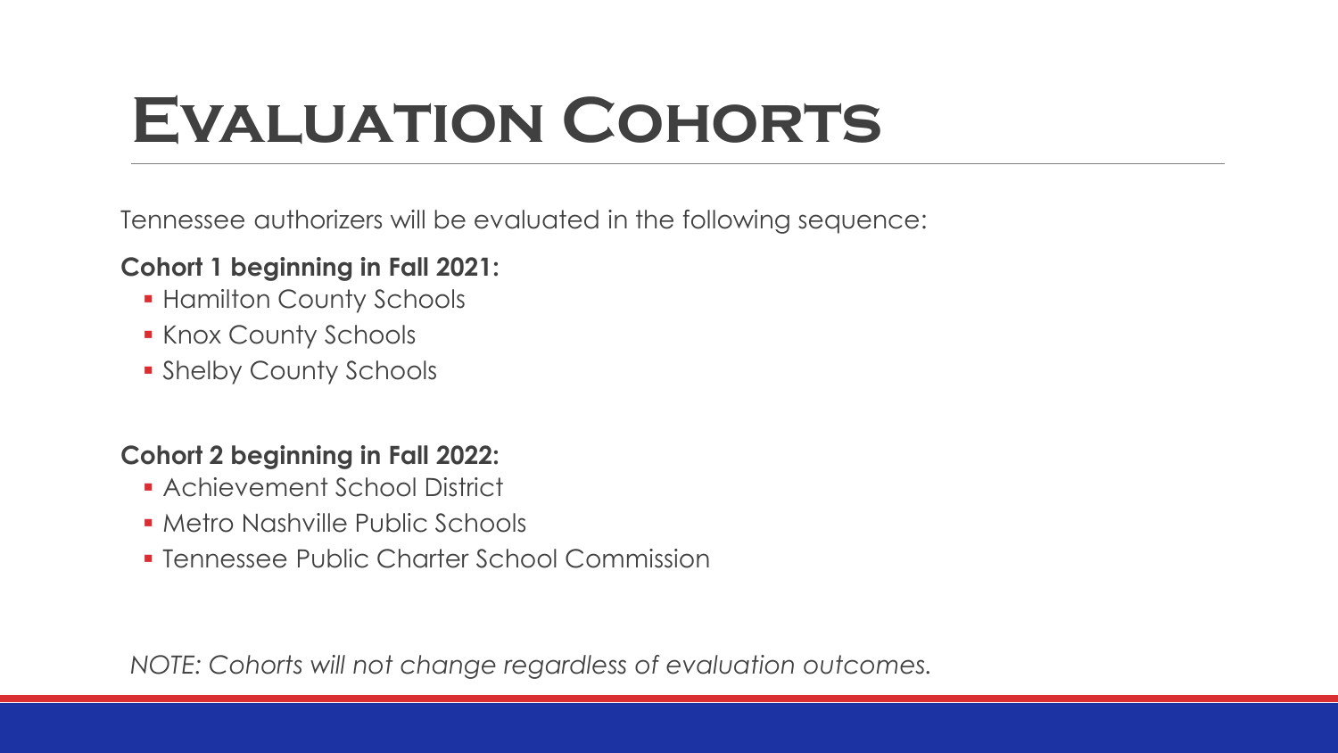# Evaluation Cohorts

Tennessee authorizers will be evaluated in the following sequence:

**Cohort 1 beginning in Fall 2021:**

- Hamilton County Schools
- Knox County Schools
- Shelby County Schools

**Cohort 2 beginning in Fall 2022:**

- Achievement School District
- Metro Nashville Public Schools
- Tennessee Public Charter School Commission

*NOTE: Cohorts will not change regardless of evaluation outcomes.*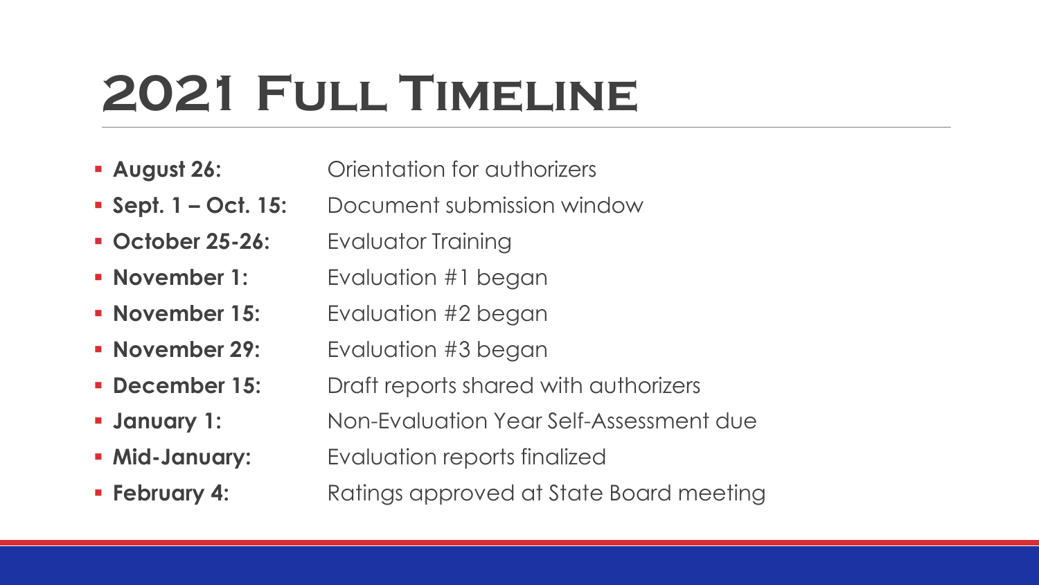# 2021 Full Timeline

- **August 26:** Orientation for authorizers
- **Sept. 1 – Oct. 15:** Document submission window
- **October 25-26:** Evaluator Training
- **November 1:** Evaluation #1 began
- **November 15:** Evaluation #2 began
- **November 29:** Evaluation #3 began
- **December 15:** Draft reports shared with authorizers
- **January 1:** Non-Evaluation Year Self-Assessment due
- **Mid-January:** Evaluation reports finalized
- **February 4:** Ratings approved at State Board meeting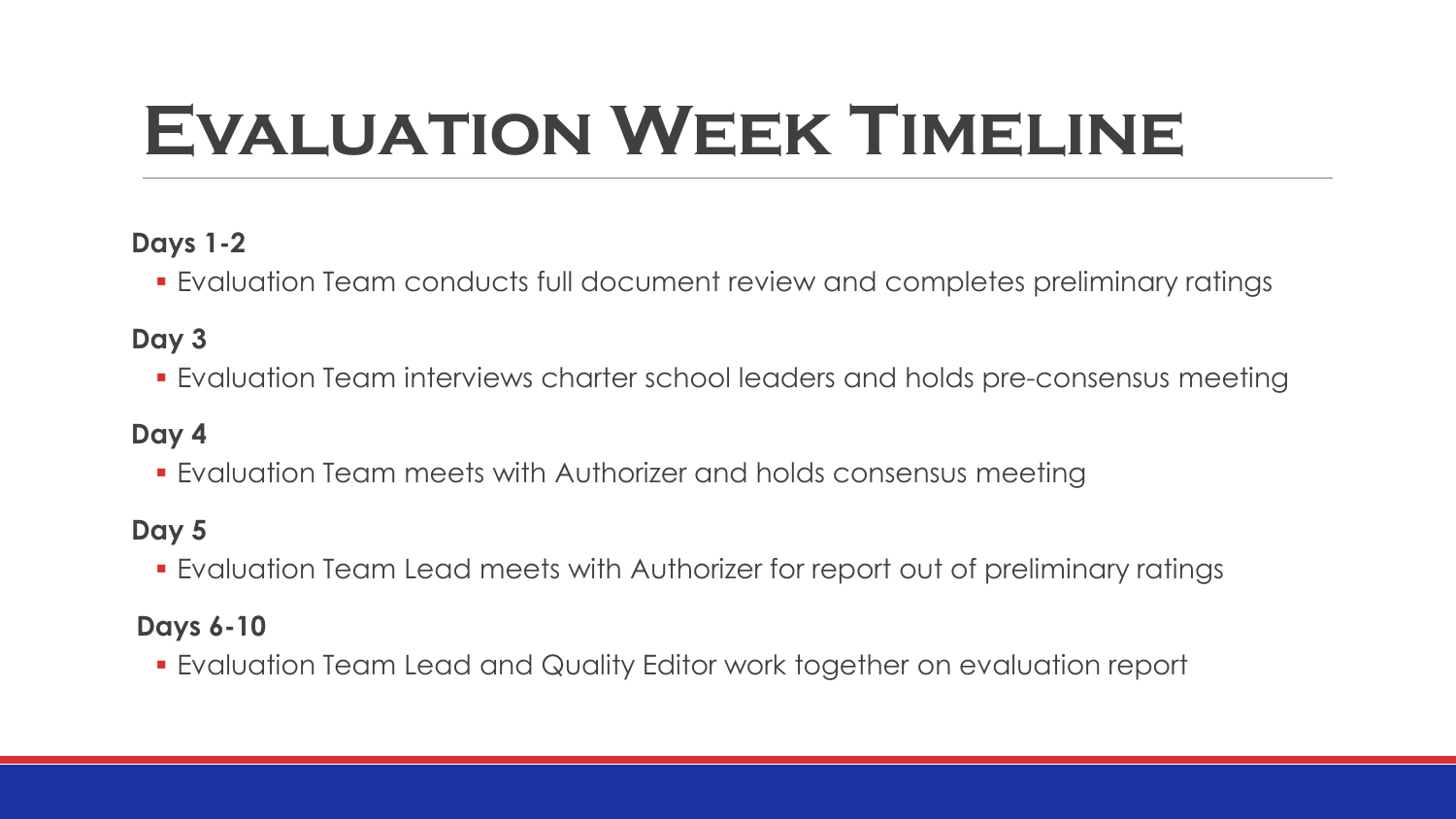# Evaluation Week Timeline

**Days 1-2**

- Evaluation Team conducts full document review and completes preliminary ratings

**Day 3**

- Evaluation Team interviews charter school leaders and holds pre-consensus meeting

**Day 4**

- Evaluation Team meets with Authorizer and holds consensus meeting

**Day 5**

- Evaluation Team Lead meets with Authorizer for report out of preliminary ratings

**Days 6-10**

- Evaluation Team Lead and Quality Editor work together on evaluation report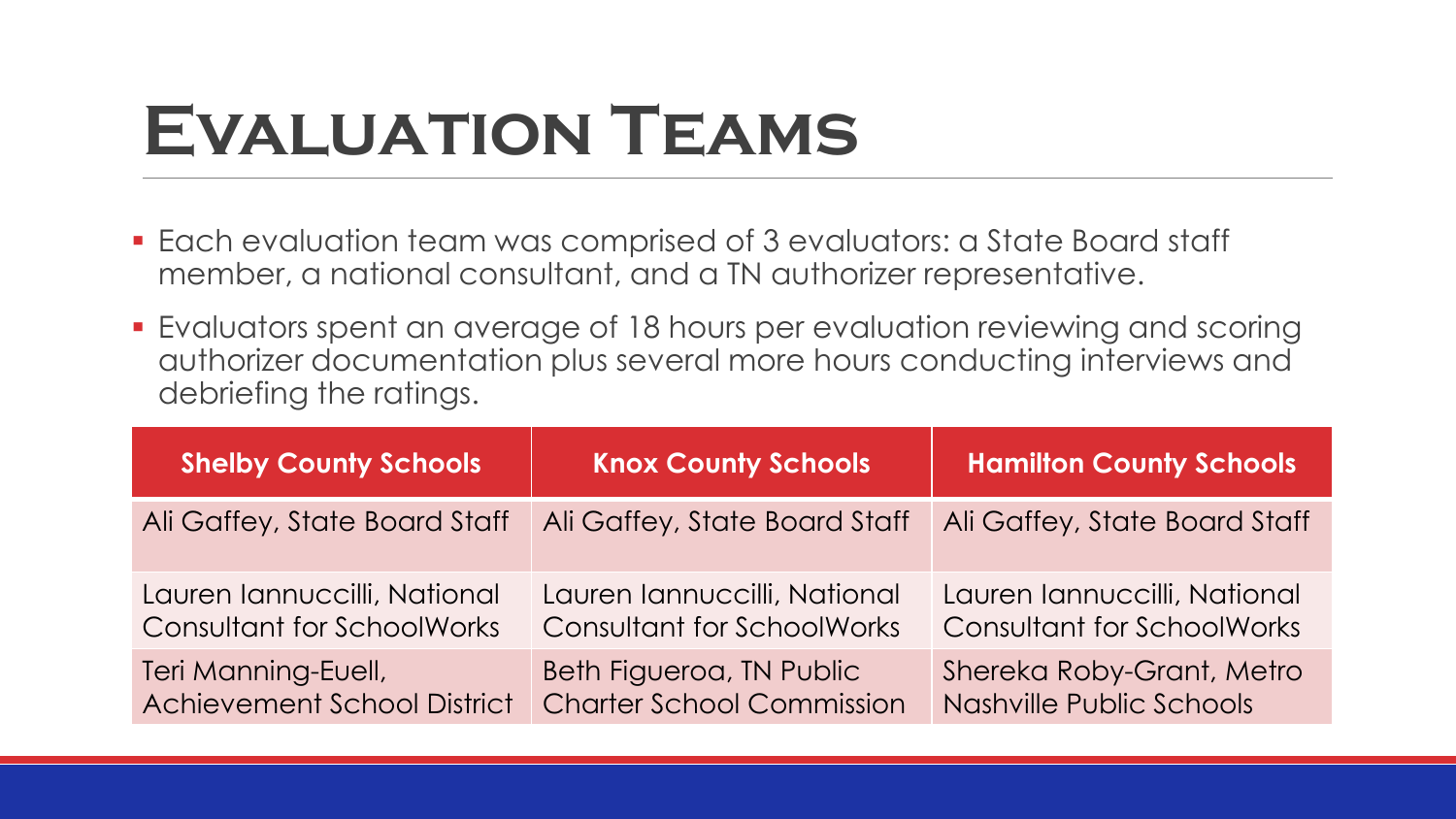# Evaluation Teams

- Each evaluation team was comprised of 3 evaluators: a State Board staff member, a national consultant, and a TN authorizer representative.
- Evaluators spent an average of 18 hours per evaluation reviewing and scoring authorizer documentation plus several more hours conducting interviews and debriefing the ratings.

| Shelby County Schools | Knox County Schools | Hamilton County Schools |
|---|---|---|
| Ali Gaffey, State Board Staff | Ali Gaffey, State Board Staff | Ali Gaffey, State Board Staff |
| Lauren Iannuccilli, National Consultant for SchoolWorks | Lauren Iannuccilli, National Consultant for SchoolWorks | Lauren Iannuccilli, National Consultant for SchoolWorks |
| Teri Manning-Euell, Achievement School District | Beth Figueroa, TN Public Charter School Commission | Shereka Roby-Grant, Metro Nashville Public Schools |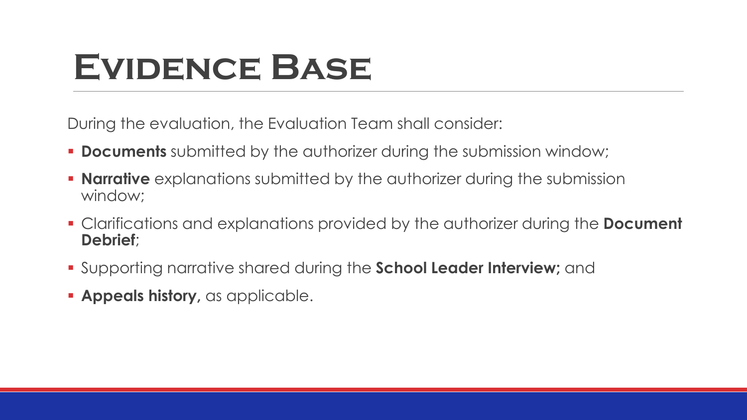# Evidence Base

During the evaluation, the Evaluation Team shall consider:

- **Documents** submitted by the authorizer during the submission window;
- **Narrative** explanations submitted by the authorizer during the submission window;
- Clarifications and explanations provided by the authorizer during the **Document Debrief**;
- Supporting narrative shared during the **School Leader Interview;** and
- **Appeals history,** as applicable.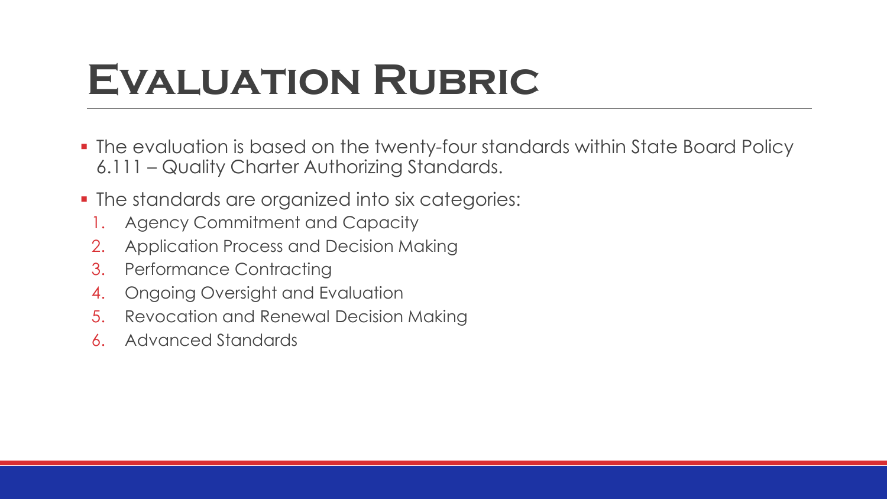# Evaluation Rubric

- The evaluation is based on the twenty-four standards within State Board Policy 6.111 – Quality Charter Authorizing Standards.
- The standards are organized into six categories:
  1. Agency Commitment and Capacity
  2. Application Process and Decision Making
  3. Performance Contracting
  4. Ongoing Oversight and Evaluation
  5. Revocation and Renewal Decision Making
  6. Advanced Standards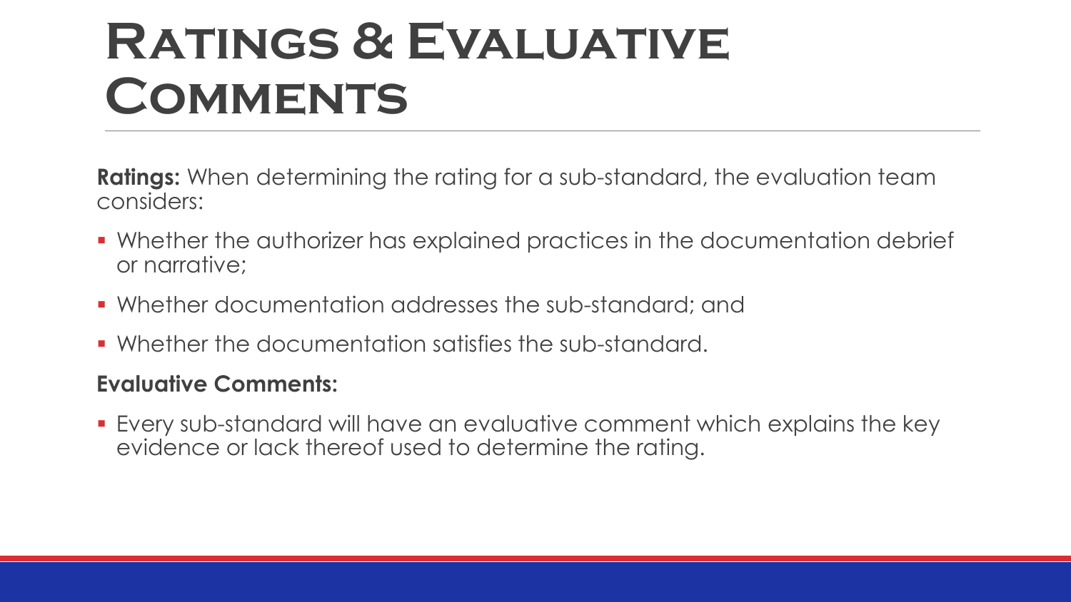# Ratings & Evaluative Comments

**Ratings:** When determining the rating for a sub-standard, the evaluation team considers:

- Whether the authorizer has explained practices in the documentation debrief or narrative;
- Whether documentation addresses the sub-standard; and
- Whether the documentation satisfies the sub-standard.

**Evaluative Comments:**

- Every sub-standard will have an evaluative comment which explains the key evidence or lack thereof used to determine the rating.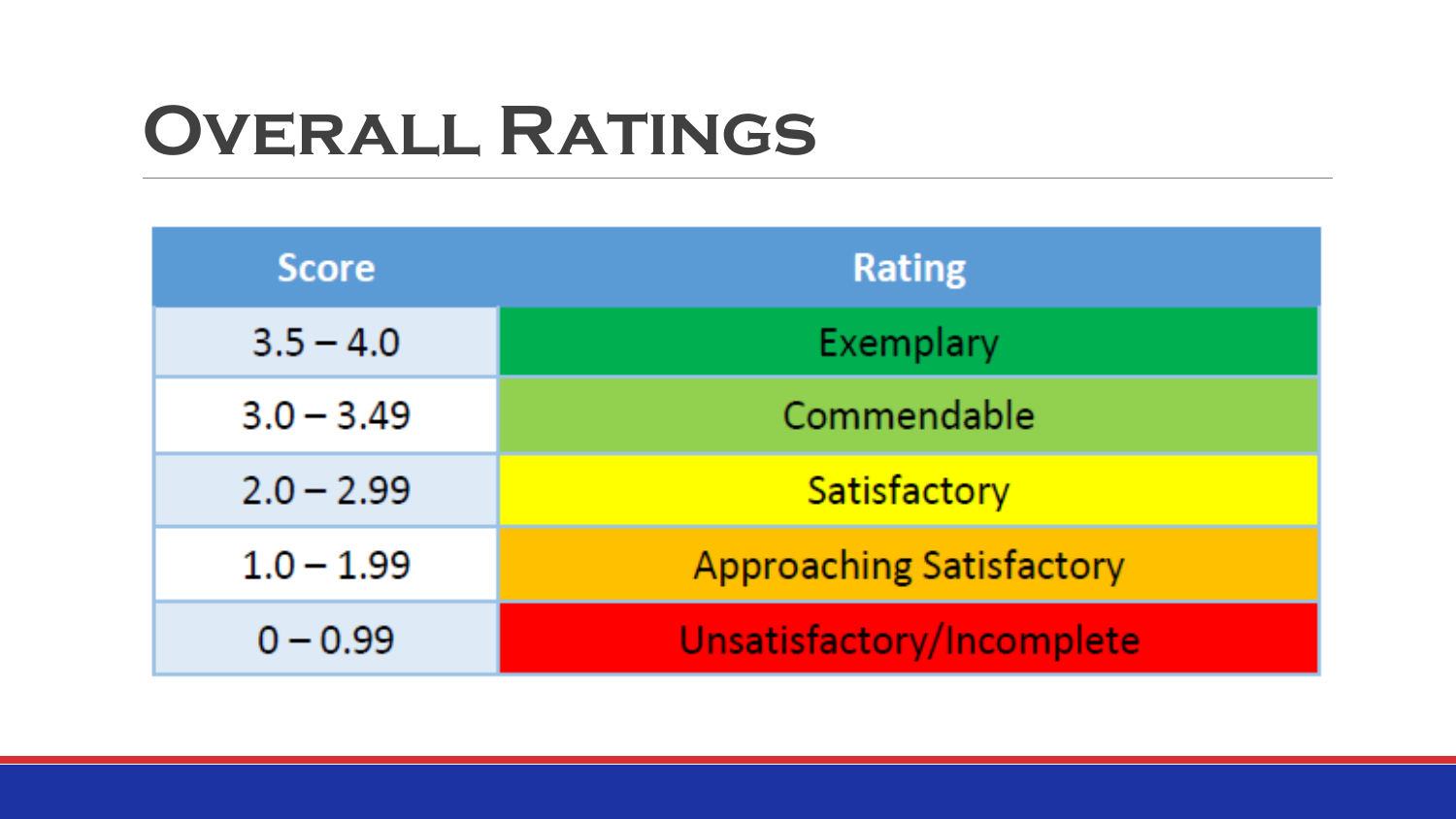# Overall Ratings

| Score | Rating |
|---|---|
| 3.5 – 4.0 | Exemplary |
| 3.0 – 3.49 | Commendable |
| 2.0 – 2.99 | Satisfactory |
| 1.0 – 1.99 | Approaching Satisfactory |
| 0 – 0.99 | Unsatisfactory/Incomplete |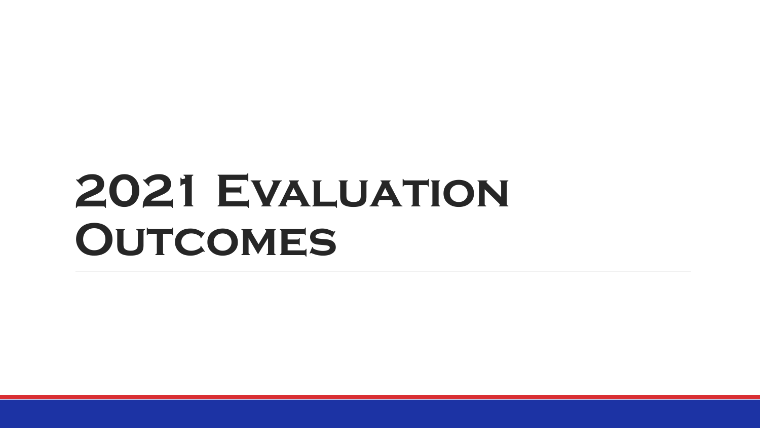# 2021 Evaluation Outcomes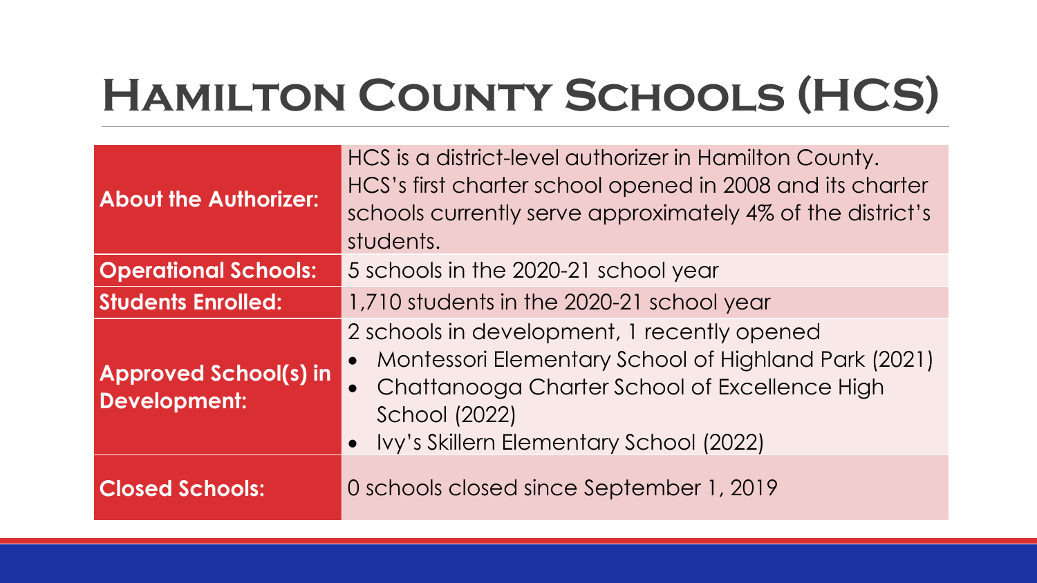# Hamilton County Schools (HCS)

| | |
|---|---|
| **About the Authorizer:** | HCS is a district-level authorizer in Hamilton County. HCS's first charter school opened in 2008 and its charter schools currently serve approximately 4% of the district's students. |
| **Operational Schools:** | 5 schools in the 2020-21 school year |
| **Students Enrolled:** | 1,710 students in the 2020-21 school year |
| **Approved School(s) in Development:** | 2 schools in development, 1 recently opened<br>• Montessori Elementary School of Highland Park (2021)<br>• Chattanooga Charter School of Excellence High School (2022)<br>• Ivy's Skillern Elementary School (2022) |
| **Closed Schools:** | 0 schools closed since September 1, 2019 |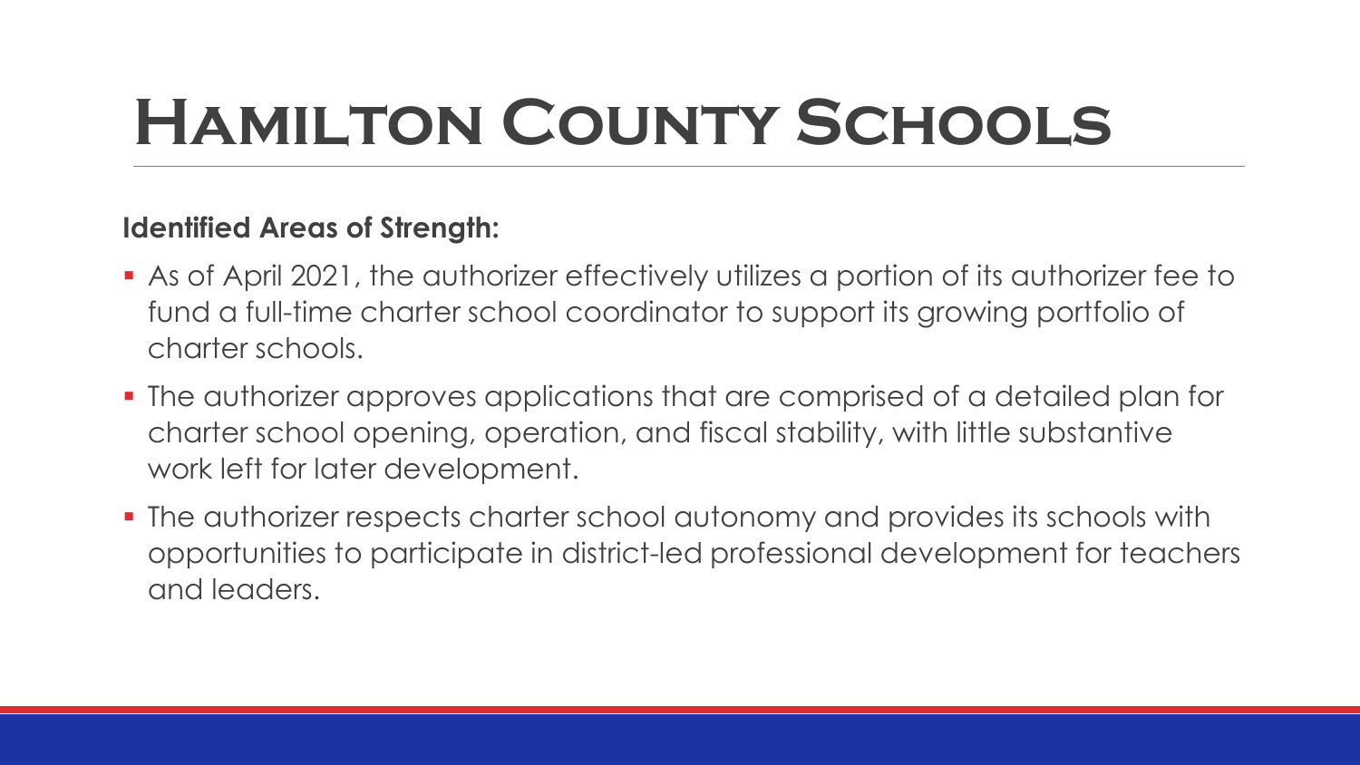# Hamilton County Schools

**Identified Areas of Strength:**

- As of April 2021, the authorizer effectively utilizes a portion of its authorizer fee to fund a full-time charter school coordinator to support its growing portfolio of charter schools.
- The authorizer approves applications that are comprised of a detailed plan for charter school opening, operation, and fiscal stability, with little substantive work left for later development.
- The authorizer respects charter school autonomy and provides its schools with opportunities to participate in district-led professional development for teachers and leaders.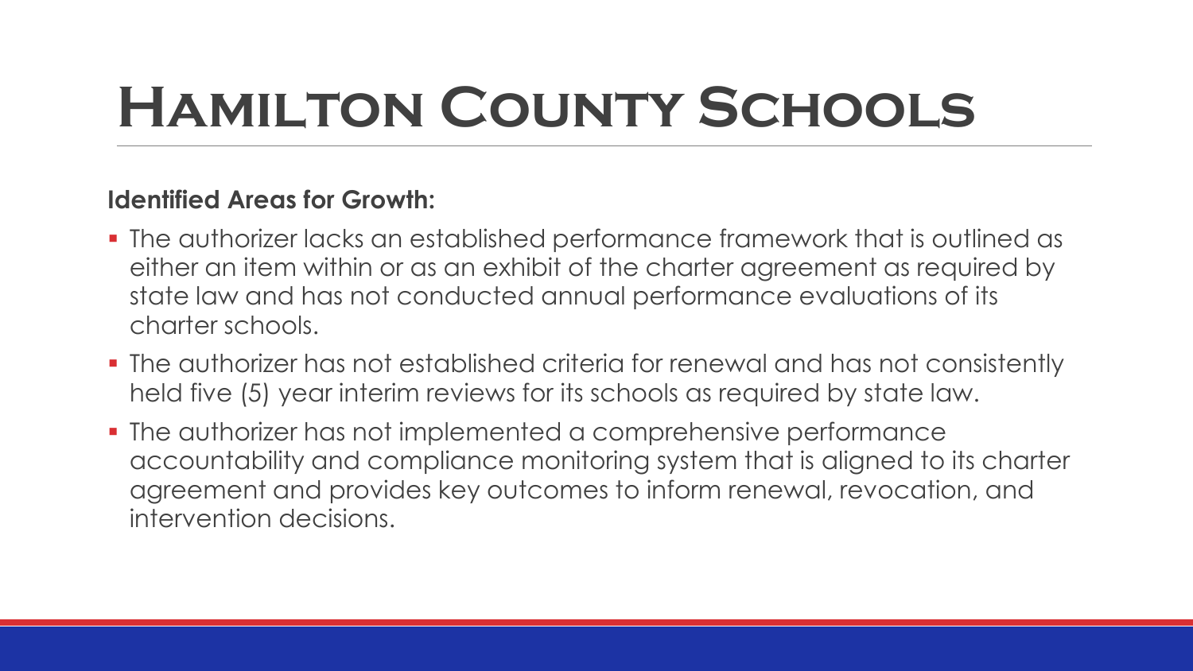# Hamilton County Schools

**Identified Areas for Growth:**

- The authorizer lacks an established performance framework that is outlined as either an item within or as an exhibit of the charter agreement as required by state law and has not conducted annual performance evaluations of its charter schools.
- The authorizer has not established criteria for renewal and has not consistently held five (5) year interim reviews for its schools as required by state law.
- The authorizer has not implemented a comprehensive performance accountability and compliance monitoring system that is aligned to its charter agreement and provides key outcomes to inform renewal, revocation, and intervention decisions.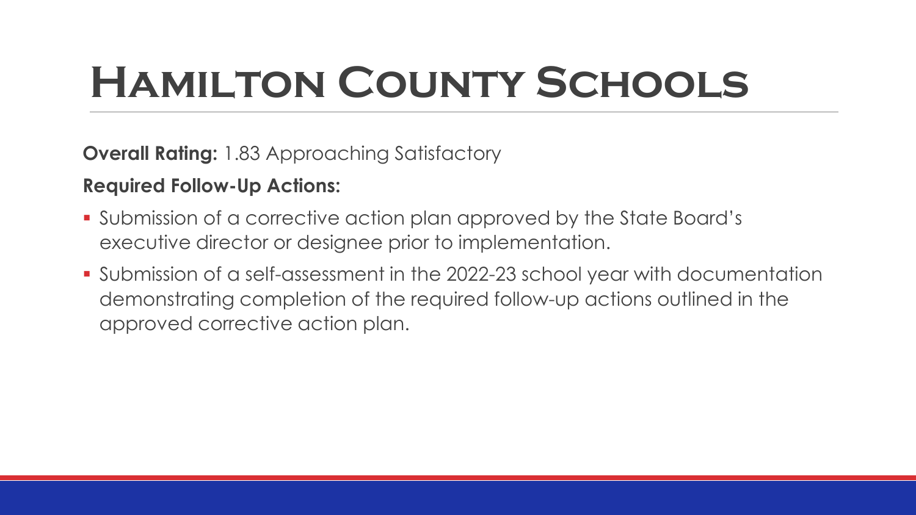# Hamilton County Schools

**Overall Rating:** 1.83 Approaching Satisfactory

**Required Follow-Up Actions:**

- Submission of a corrective action plan approved by the State Board's executive director or designee prior to implementation.
- Submission of a self-assessment in the 2022-23 school year with documentation demonstrating completion of the required follow-up actions outlined in the approved corrective action plan.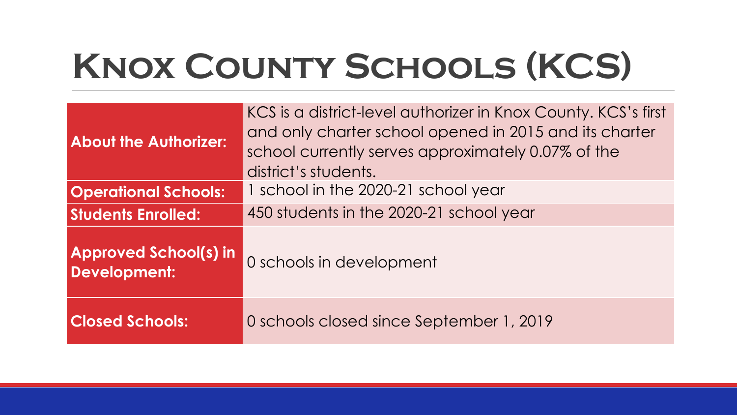# Knox County Schools (KCS)

| | |
|---|---|
| **About the Authorizer:** | KCS is a district-level authorizer in Knox County. KCS's first and only charter school opened in 2015 and its charter school currently serves approximately 0.07% of the district's students. |
| **Operational Schools:** | 1 school in the 2020-21 school year |
| **Students Enrolled:** | 450 students in the 2020-21 school year |
| **Approved School(s) in Development:** | 0 schools in development |
| **Closed Schools:** | 0 schools closed since September 1, 2019 |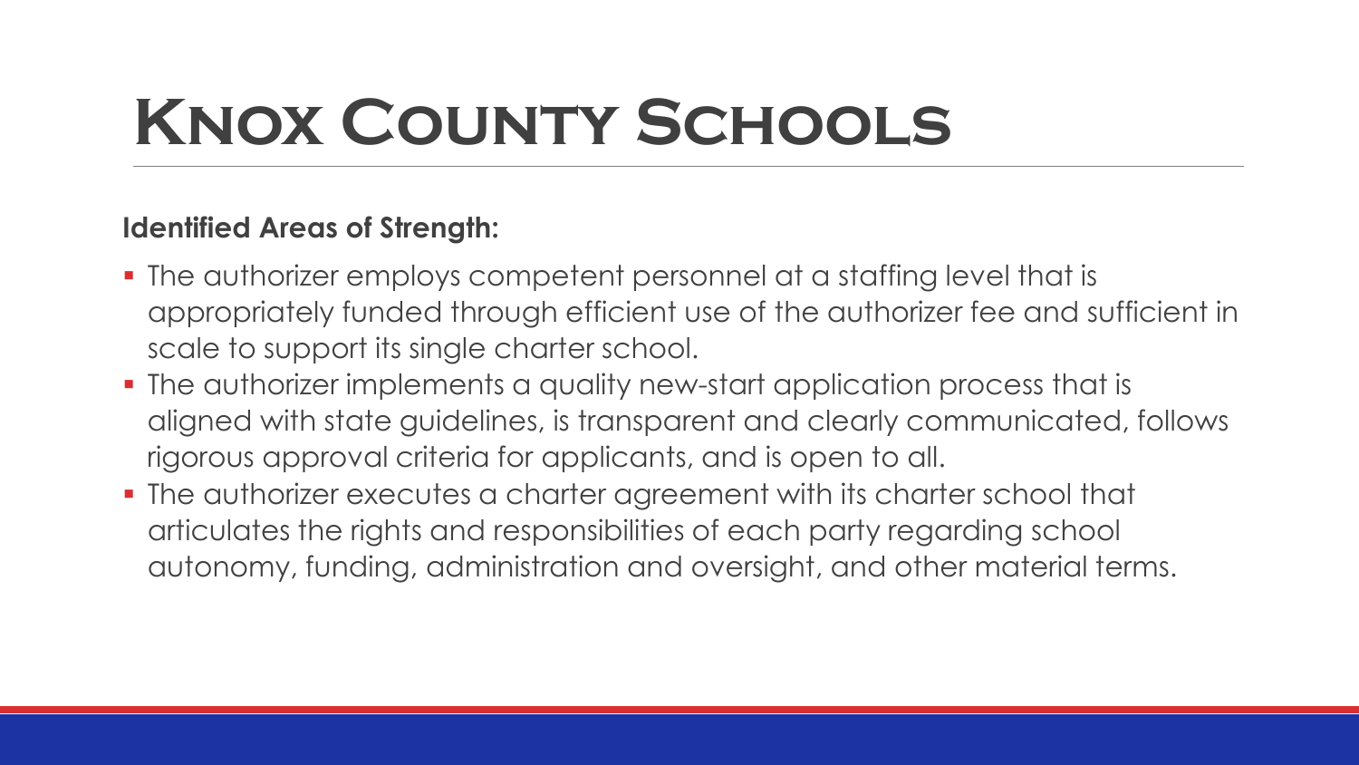# Knox County Schools

**Identified Areas of Strength:**

- The authorizer employs competent personnel at a staffing level that is appropriately funded through efficient use of the authorizer fee and sufficient in scale to support its single charter school.
- The authorizer implements a quality new-start application process that is aligned with state guidelines, is transparent and clearly communicated, follows rigorous approval criteria for applicants, and is open to all.
- The authorizer executes a charter agreement with its charter school that articulates the rights and responsibilities of each party regarding school autonomy, funding, administration and oversight, and other material terms.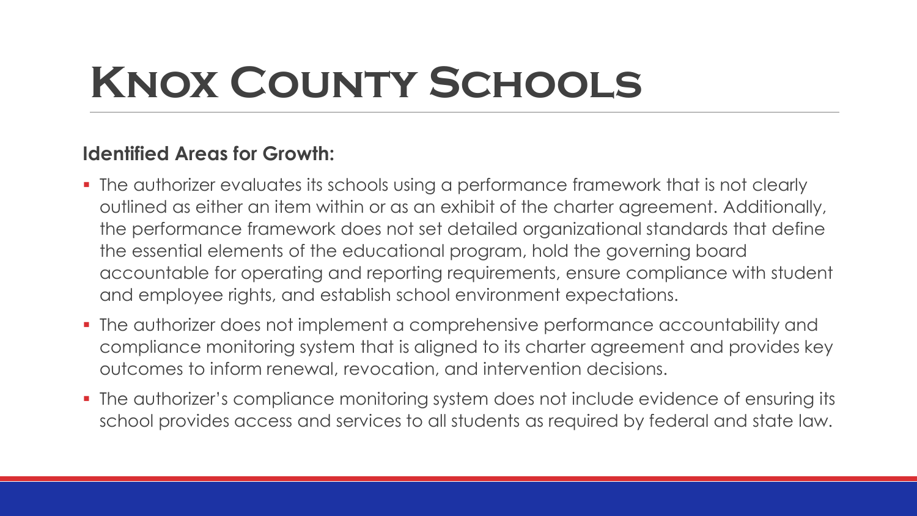# Knox County Schools

**Identified Areas for Growth:**

- The authorizer evaluates its schools using a performance framework that is not clearly outlined as either an item within or as an exhibit of the charter agreement. Additionally, the performance framework does not set detailed organizational standards that define the essential elements of the educational program, hold the governing board accountable for operating and reporting requirements, ensure compliance with student and employee rights, and establish school environment expectations.
- The authorizer does not implement a comprehensive performance accountability and compliance monitoring system that is aligned to its charter agreement and provides key outcomes to inform renewal, revocation, and intervention decisions.
- The authorizer's compliance monitoring system does not include evidence of ensuring its school provides access and services to all students as required by federal and state law.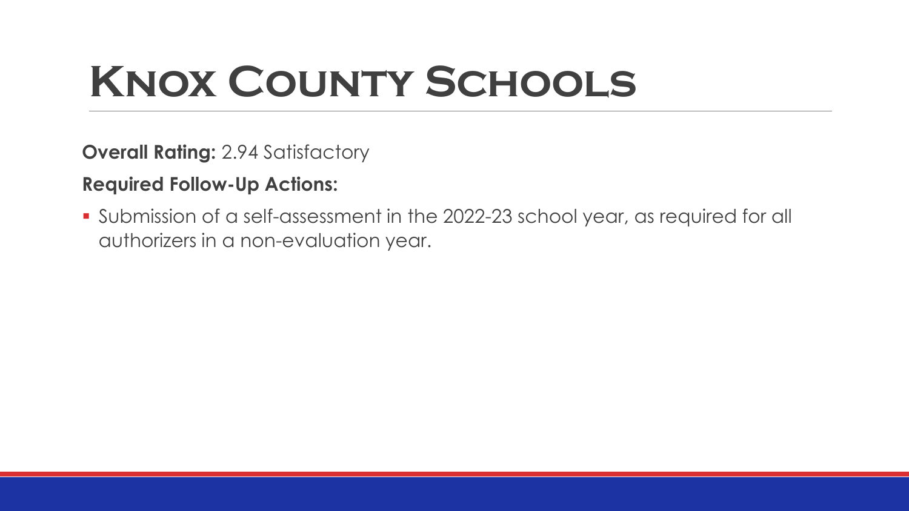# Knox County Schools

**Overall Rating:** 2.94 Satisfactory

**Required Follow-Up Actions:**

- Submission of a self-assessment in the 2022-23 school year, as required for all authorizers in a non-evaluation year.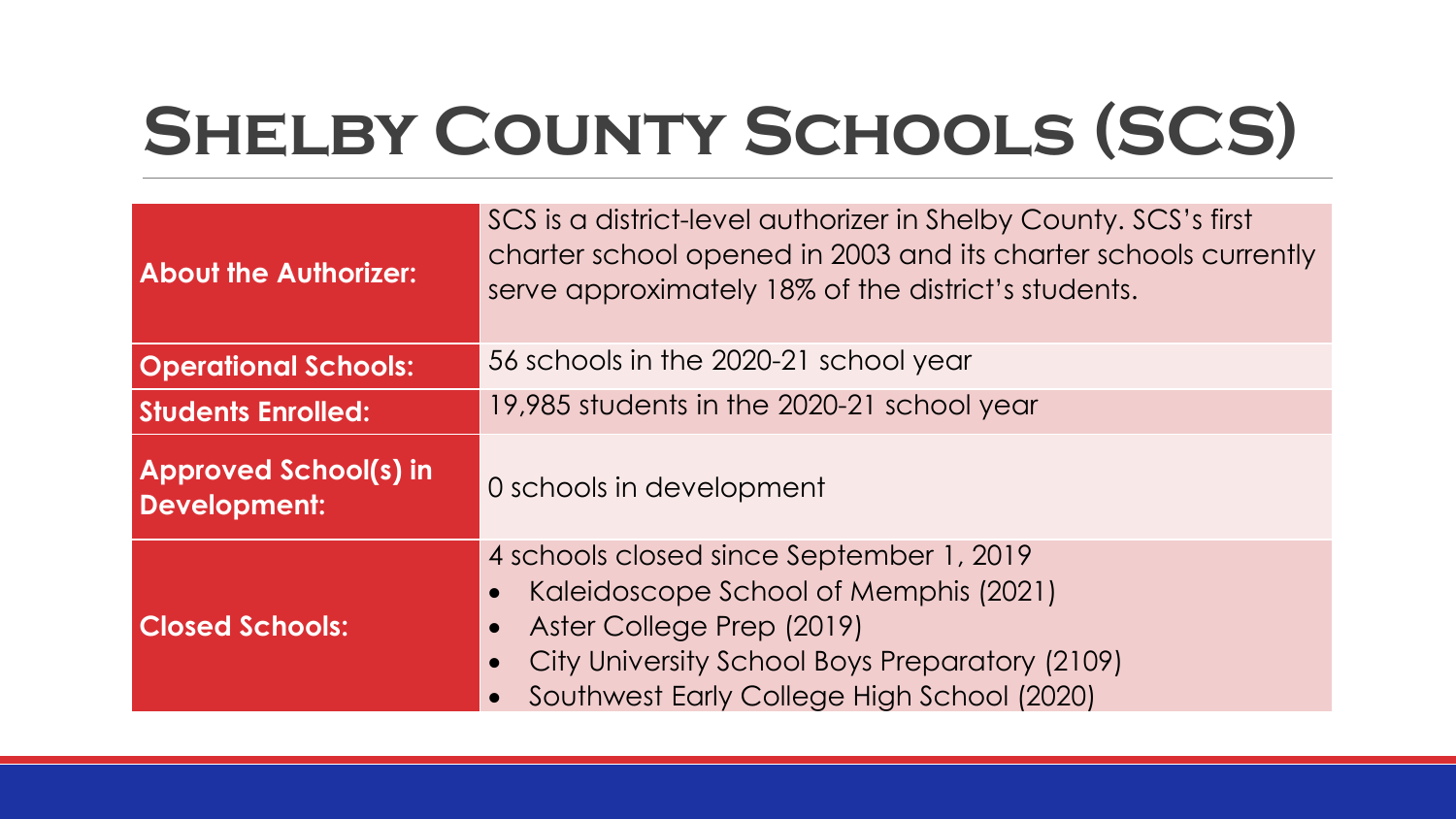# Shelby County Schools (SCS)

| | |
|---|---|
| **About the Authorizer:** | SCS is a district-level authorizer in Shelby County. SCS's first charter school opened in 2003 and its charter schools currently serve approximately 18% of the district's students. |
| **Operational Schools:** | 56 schools in the 2020-21 school year |
| **Students Enrolled:** | 19,985 students in the 2020-21 school year |
| **Approved School(s) in Development:** | 0 schools in development |
| **Closed Schools:** | 4 schools closed since September 1, 2019<br>• Kaleidoscope School of Memphis (2021)<br>• Aster College Prep (2019)<br>• City University School Boys Preparatory (2109)<br>• Southwest Early College High School (2020) |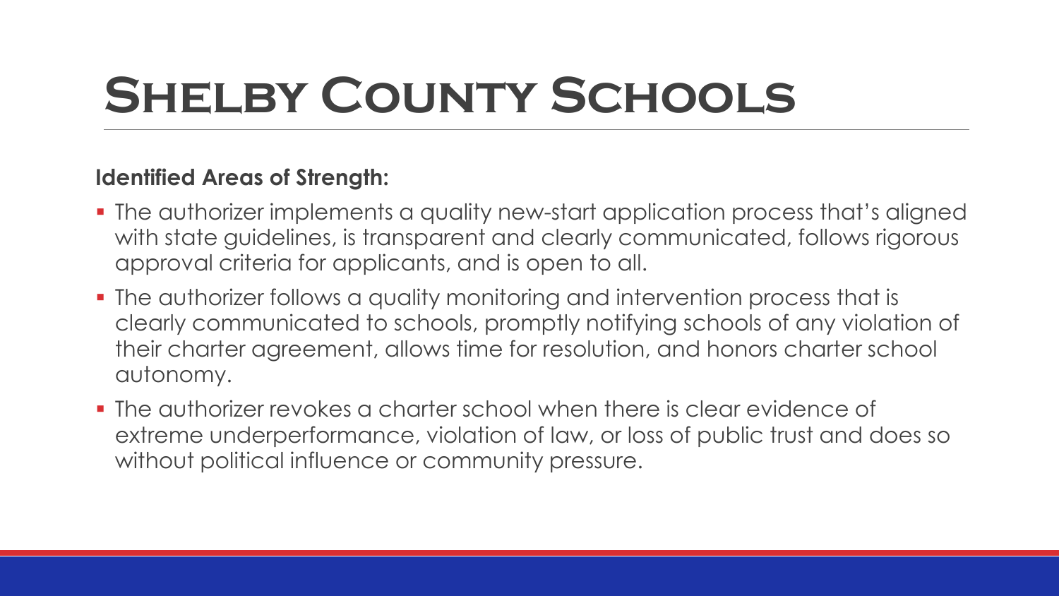# Shelby County Schools

**Identified Areas of Strength:**

- The authorizer implements a quality new-start application process that's aligned with state guidelines, is transparent and clearly communicated, follows rigorous approval criteria for applicants, and is open to all.
- The authorizer follows a quality monitoring and intervention process that is clearly communicated to schools, promptly notifying schools of any violation of their charter agreement, allows time for resolution, and honors charter school autonomy.
- The authorizer revokes a charter school when there is clear evidence of extreme underperformance, violation of law, or loss of public trust and does so without political influence or community pressure.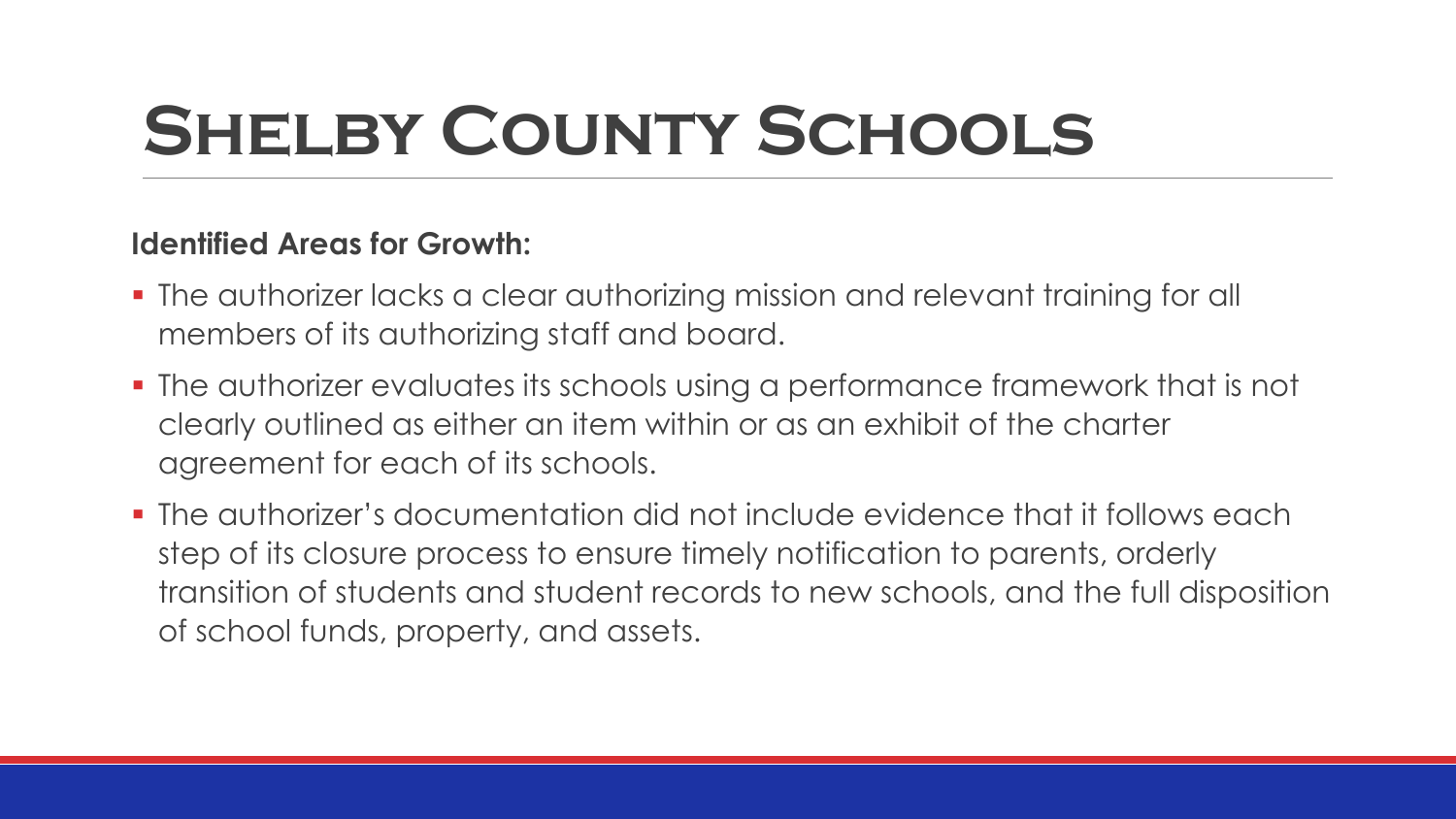# Shelby County Schools

**Identified Areas for Growth:**

- The authorizer lacks a clear authorizing mission and relevant training for all members of its authorizing staff and board.
- The authorizer evaluates its schools using a performance framework that is not clearly outlined as either an item within or as an exhibit of the charter agreement for each of its schools.
- The authorizer's documentation did not include evidence that it follows each step of its closure process to ensure timely notification to parents, orderly transition of students and student records to new schools, and the full disposition of school funds, property, and assets.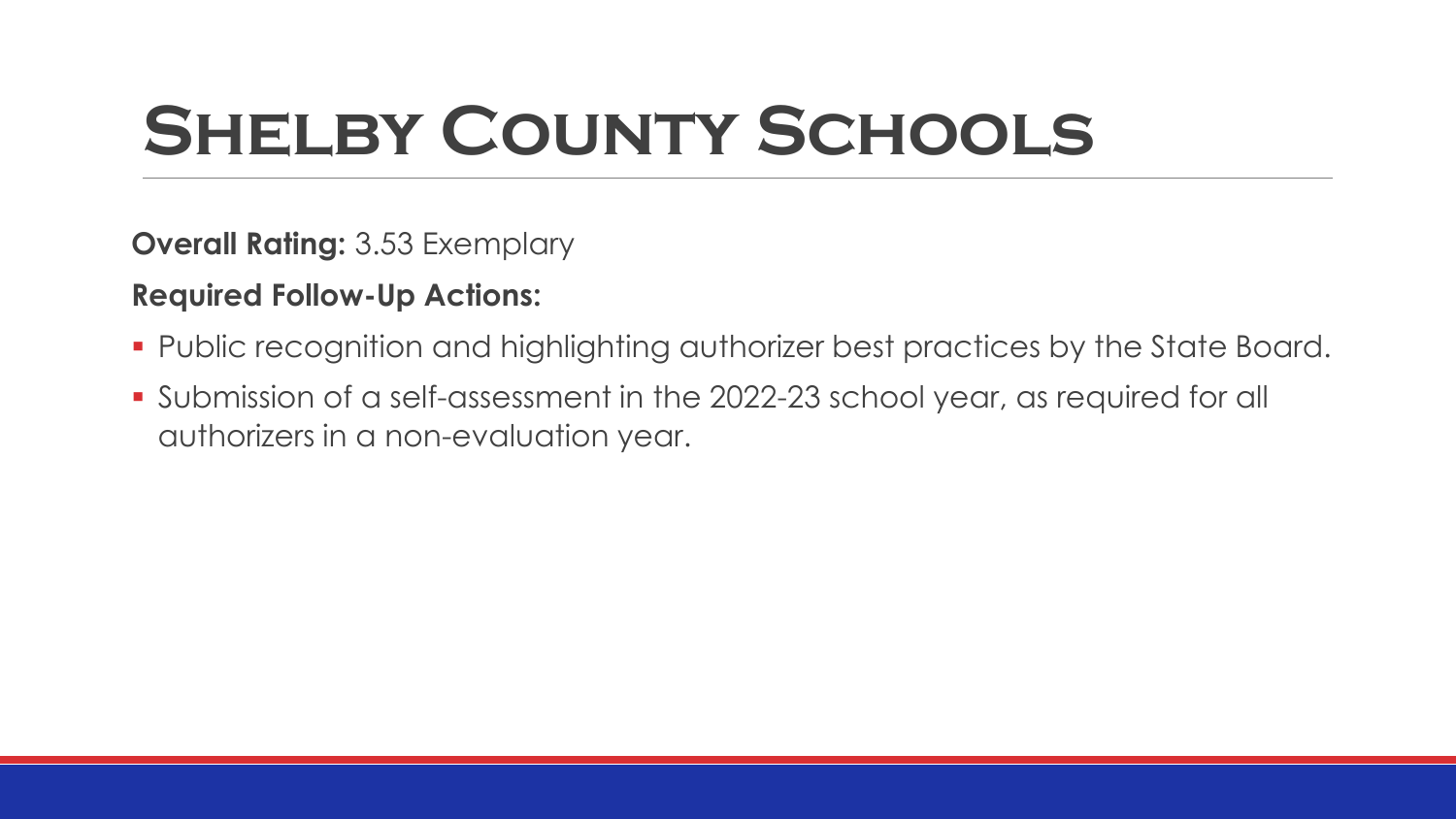# Shelby County Schools

**Overall Rating:** 3.53 Exemplary

**Required Follow-Up Actions:**

- Public recognition and highlighting authorizer best practices by the State Board.
- Submission of a self-assessment in the 2022-23 school year, as required for all authorizers in a non-evaluation year.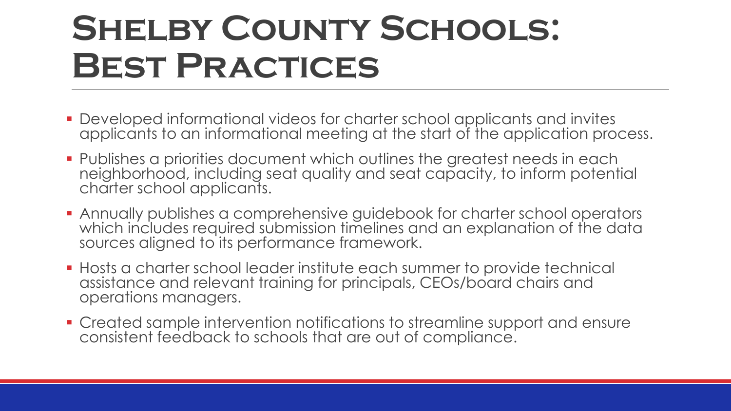# Shelby County Schools: Best Practices

- Developed informational videos for charter school applicants and invites applicants to an informational meeting at the start of the application process.
- Publishes a priorities document which outlines the greatest needs in each neighborhood, including seat quality and seat capacity, to inform potential charter school applicants.
- Annually publishes a comprehensive guidebook for charter school operators which includes required submission timelines and an explanation of the data sources aligned to its performance framework.
- Hosts a charter school leader institute each summer to provide technical assistance and relevant training for principals, CEOs/board chairs and operations managers.
- Created sample intervention notifications to streamline support and ensure consistent feedback to schools that are out of compliance.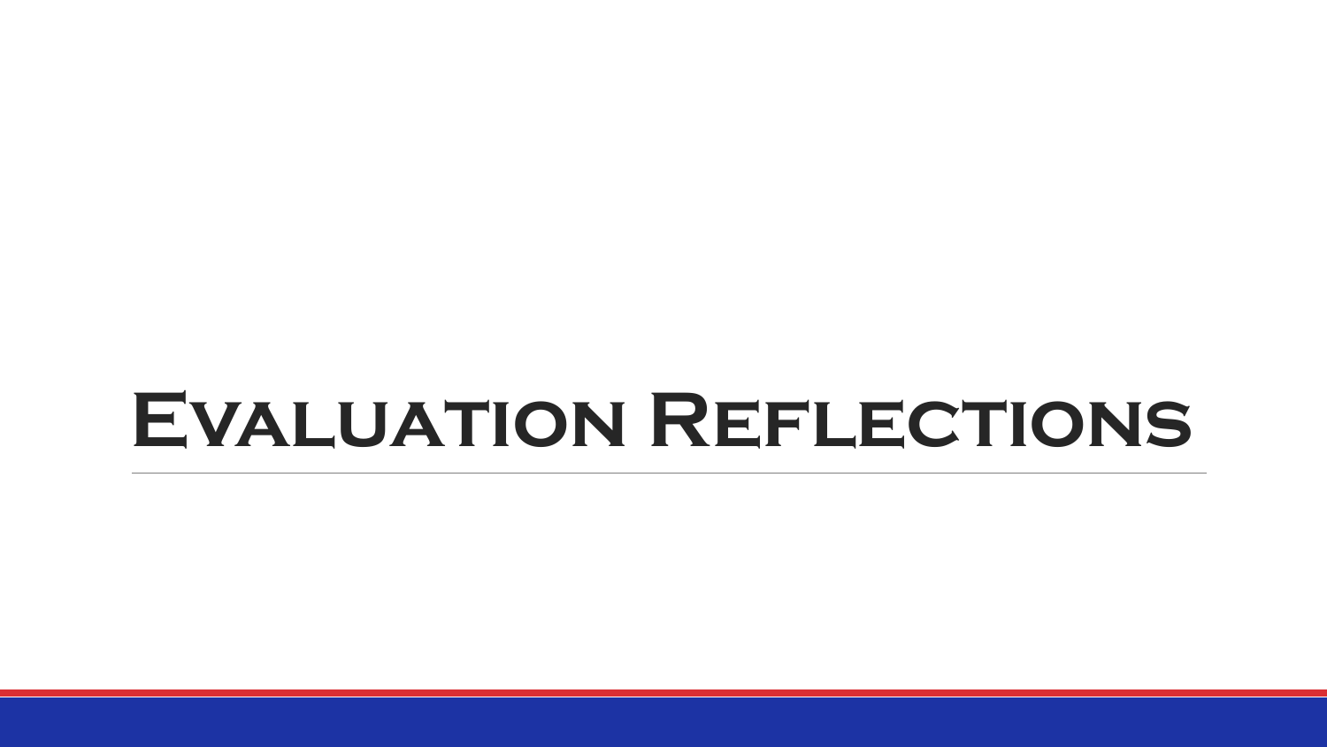# Evaluation Reflections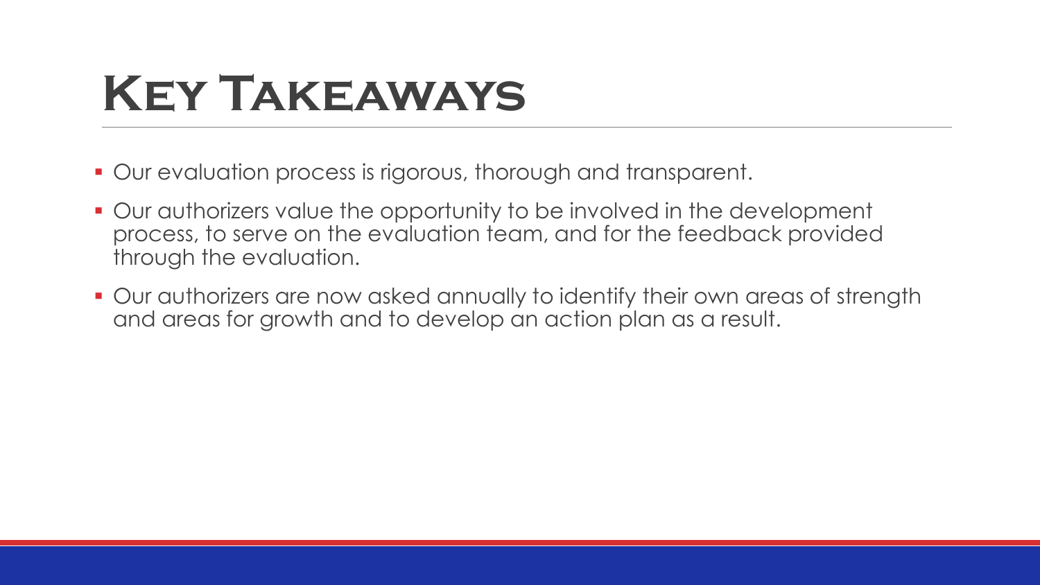# Key Takeaways

- Our evaluation process is rigorous, thorough and transparent.
- Our authorizers value the opportunity to be involved in the development process, to serve on the evaluation team, and for the feedback provided through the evaluation.
- Our authorizers are now asked annually to identify their own areas of strength and areas for growth and to develop an action plan as a result.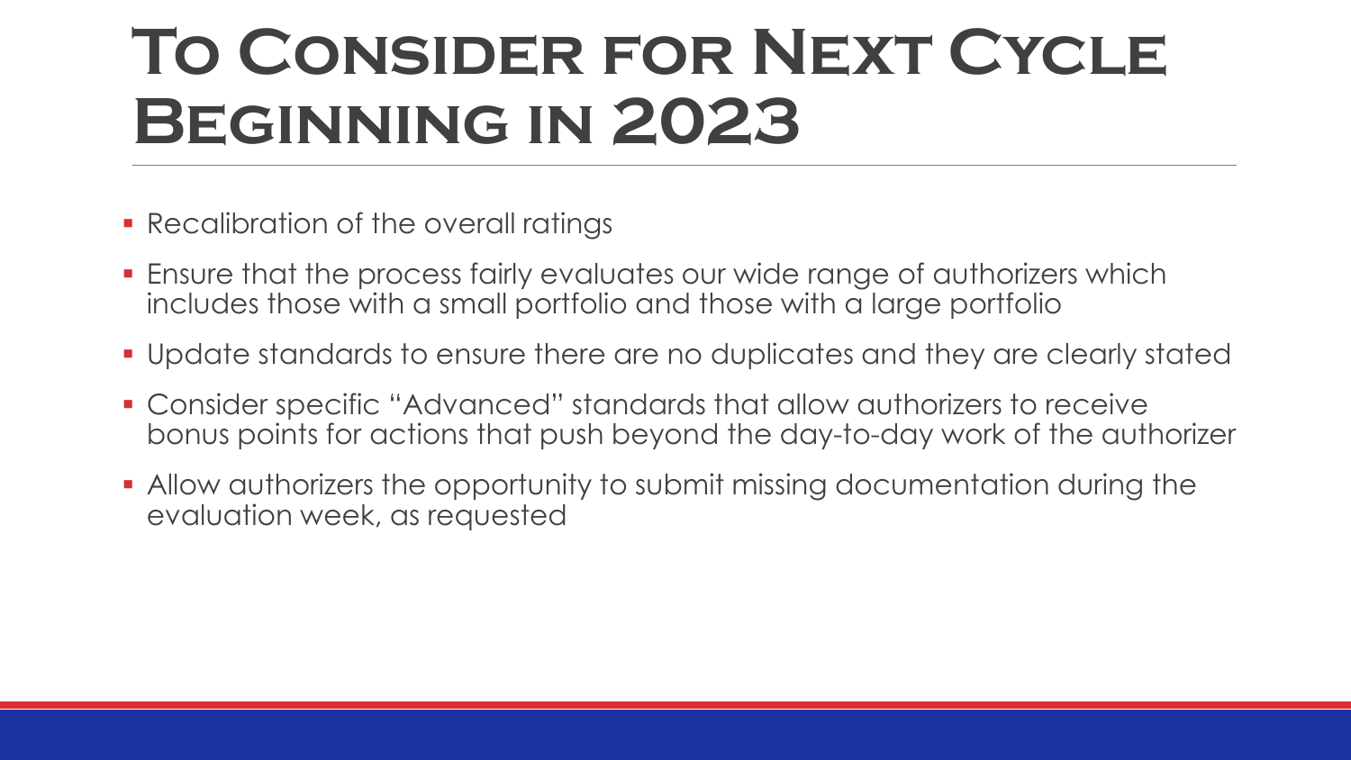# To Consider for Next Cycle Beginning in 2023

- Recalibration of the overall ratings
- Ensure that the process fairly evaluates our wide range of authorizers which includes those with a small portfolio and those with a large portfolio
- Update standards to ensure there are no duplicates and they are clearly stated
- Consider specific "Advanced" standards that allow authorizers to receive bonus points for actions that push beyond the day-to-day work of the authorizer
- Allow authorizers the opportunity to submit missing documentation during the evaluation week, as requested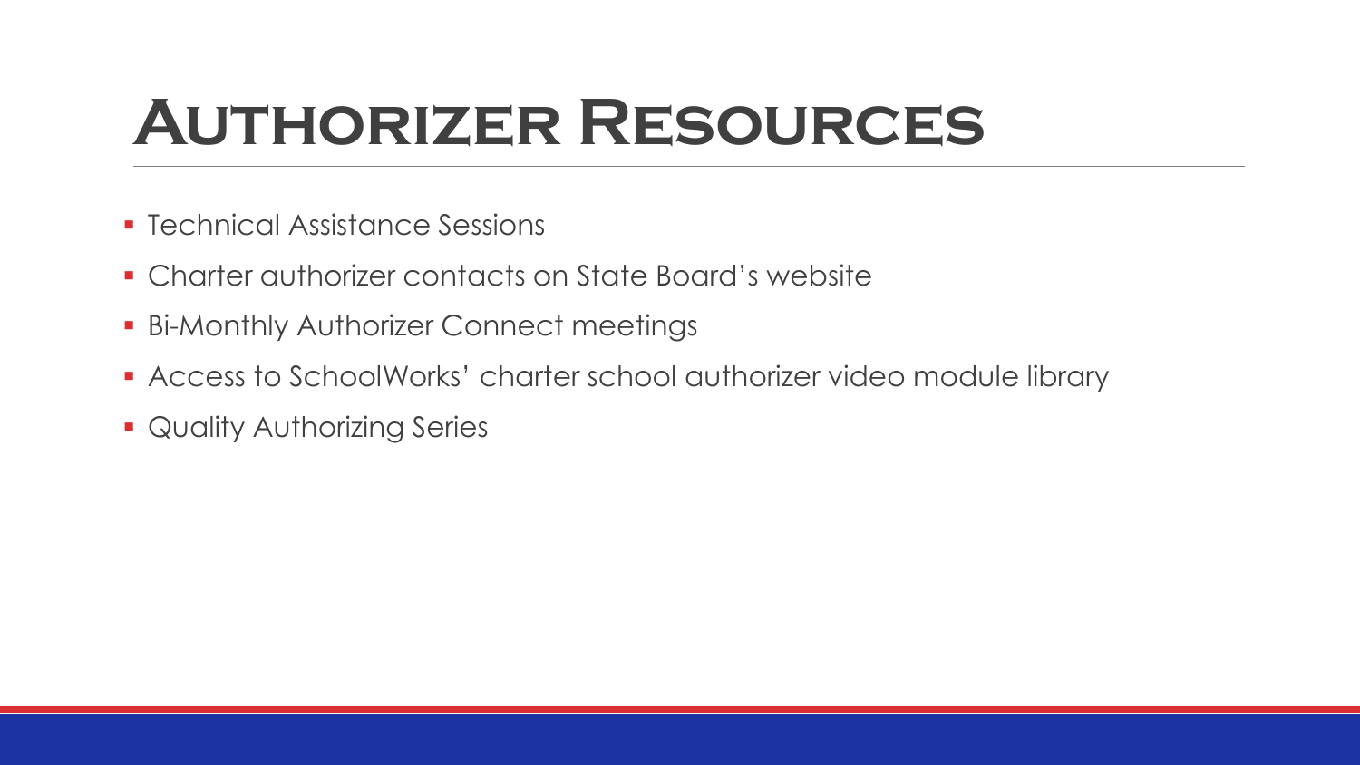# Authorizer Resources

- Technical Assistance Sessions
- Charter authorizer contacts on State Board's website
- Bi-Monthly Authorizer Connect meetings
- Access to SchoolWorks' charter school authorizer video module library
- Quality Authorizing Series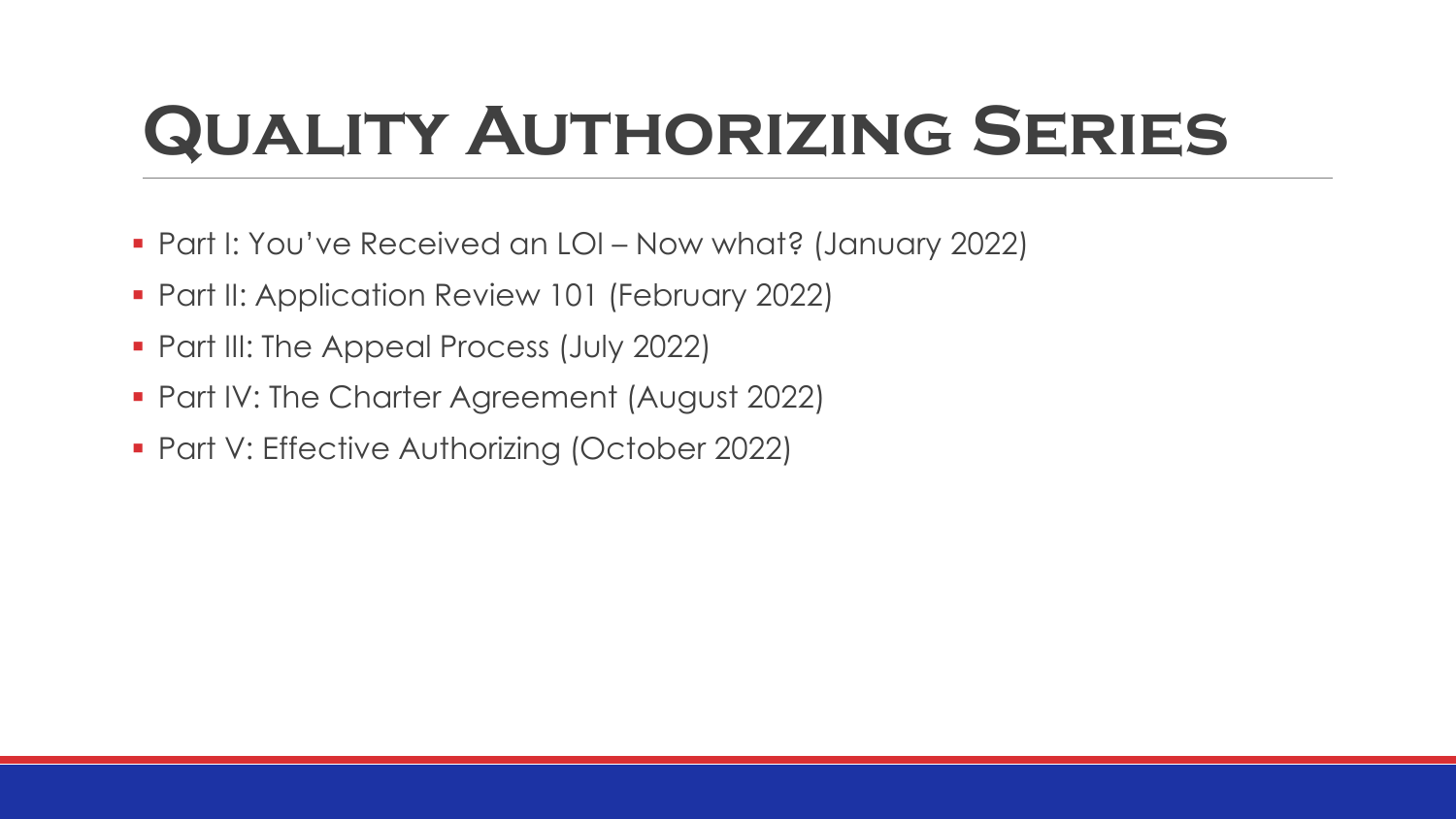# Quality Authorizing Series

- Part I: You've Received an LOI – Now what? (January 2022)
- Part II: Application Review 101 (February 2022)
- Part III: The Appeal Process (July 2022)
- Part IV: The Charter Agreement (August 2022)
- Part V: Effective Authorizing (October 2022)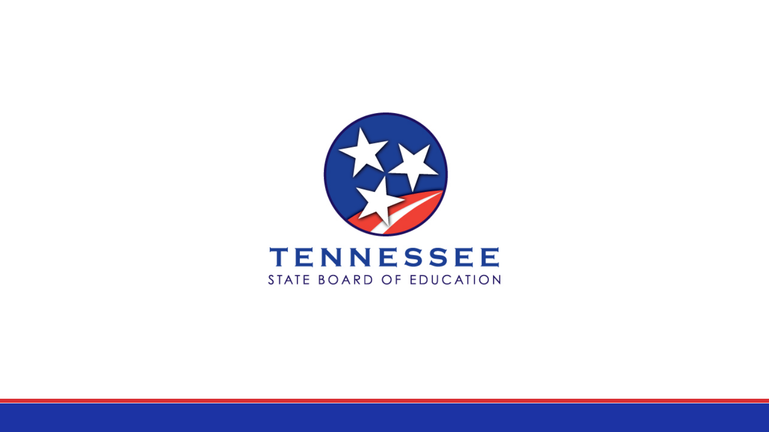TENNESSEE

STATE BOARD OF EDUCATION